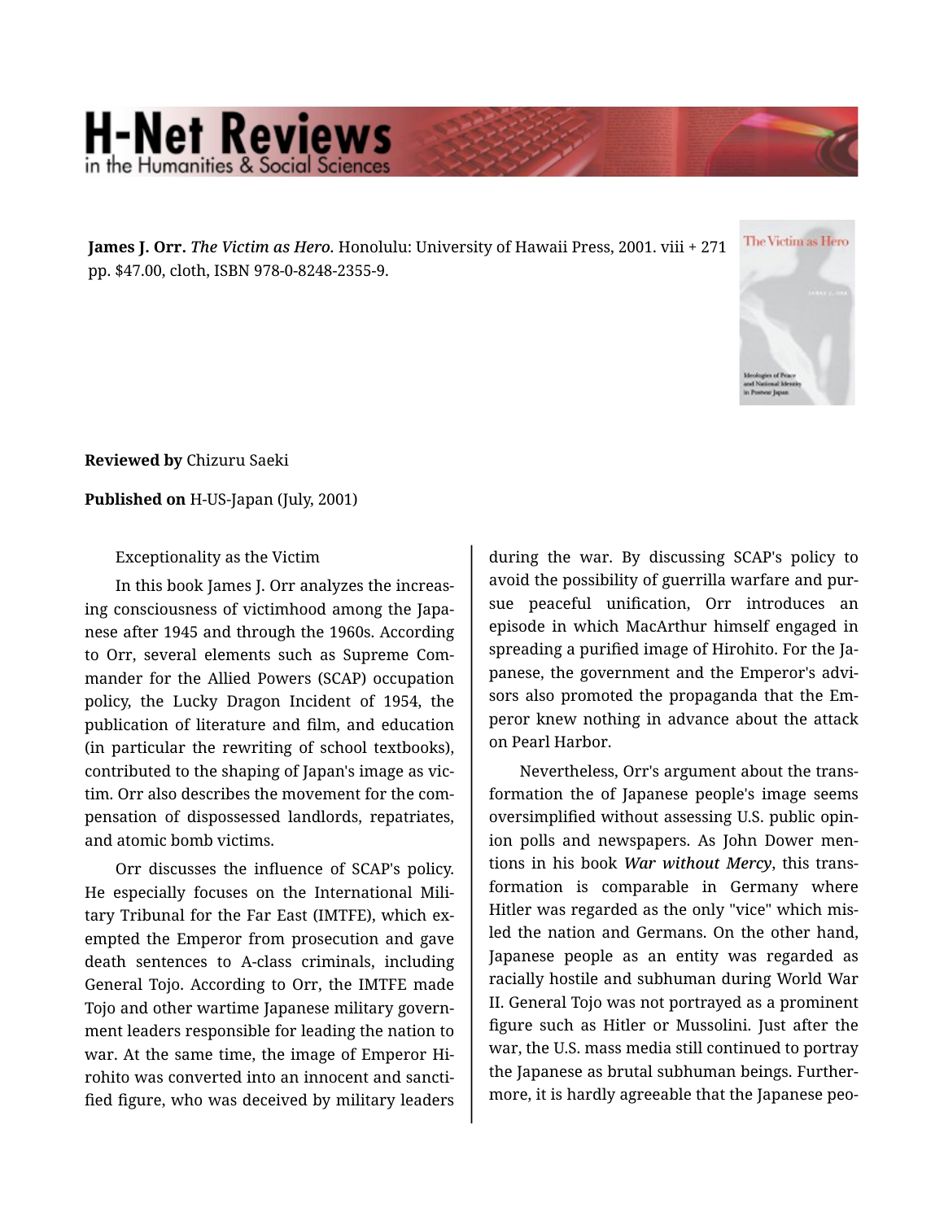**James J. Orr.** *The Victim as Hero.* Honolulu: University of Hawaii Press, 2001. viii + 271 pp. $47.00, cloth, ISBN 978-0-8248-2355-9.

**Reviewed by** Chizuru Saeki

**Published on** H-US-Japan (July, 2001)

Exceptionality as the Victim

In this book James J. Orr analyzes the increasing consciousness of victimhood among the Japanese after 1945 and through the 1960s. According to Orr, several elements such as Supreme Commander for the Allied Powers (SCAP) occupation policy, the Lucky Dragon Incident of 1954, the publication of literature and film, and education (in particular the rewriting of school textbooks), contributed to the shaping of Japan's image as victim. Orr also describes the movement for the compensation of dispossessed landlords, repatriates, and atomic bomb victims.

Orr discusses the influence of SCAP's policy. He especially focuses on the International Military Tribunal for the Far East (IMTFE), which exempted the Emperor from prosecution and gave death sentences to A-class criminals, including General Tojo. According to Orr, the IMTFE made Tojo and other wartime Japanese military government leaders responsible for leading the nation to war. At the same time, the image of Emperor Hirohito was converted into an innocent and sanctified figure, who was deceived by military leaders during the war. By discussing SCAP's policy to avoid the possibility of guerrilla warfare and pursue peaceful unification, Orr introduces an episode in which MacArthur himself engaged in spreading a purified image of Hirohito. For the Japanese, the government and the Emperor's advisors also promoted the propaganda that the Emperor knew nothing in advance about the attack on Pearl Harbor.

Nevertheless, Orr's argument about the transformation the of Japanese people's image seems oversimplified without assessing U.S. public opinion polls and newspapers. As John Dower mentions in his book ***War without Mercy***, this transformation is comparable in Germany where Hitler was regarded as the only "vice" which misled the nation and Germans. On the other hand, Japanese people as an entity was regarded as racially hostile and subhuman during World War II. General Tojo was not portrayed as a prominent figure such as Hitler or Mussolini. Just after the war, the U.S. mass media still continued to portray the Japanese as brutal subhuman beings. Furthermore, it is hardly agreeable that the Japanese peo-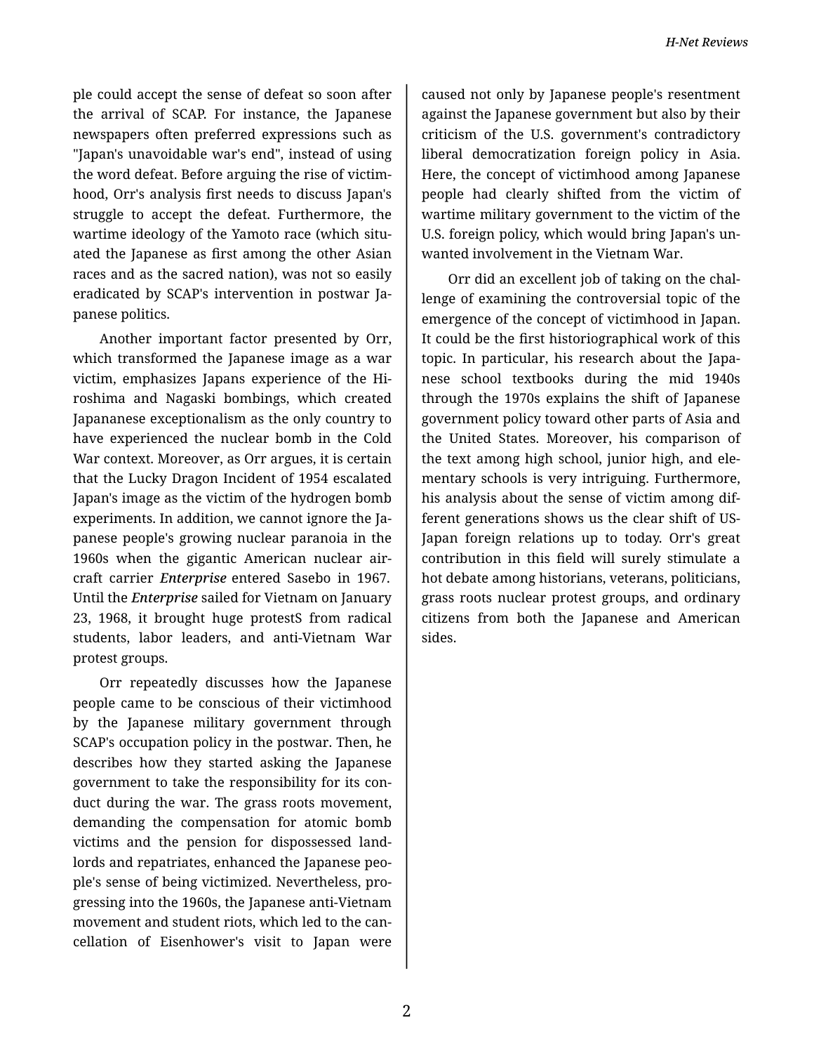ple could accept the sense of defeat so soon after the arrival of SCAP. For instance, the Japanese newspapers often preferred expressions such as "Japan's unavoidable war's end", instead of using the word defeat. Before arguing the rise of victimhood, Orr's analysis first needs to discuss Japan's struggle to accept the defeat. Furthermore, the wartime ideology of the Yamoto race (which situated the Japanese as first among the other Asian races and as the sacred nation), was not so easily eradicated by SCAP's intervention in postwar Japanese politics.

Another important factor presented by Orr, which transformed the Japanese image as a war victim, emphasizes Japans experience of the Hiroshima and Nagaski bombings, which created Jappananese exceptionalism as the only country to have experienced the nuclear bomb in the Cold War context. Moreover, as Orr argues, it is certain that the Lucky Dragon Incident of 1954 escalated Japan's image as the victim of the hydrogen bomb experiments. In addition, we cannot ignore the Japanese people's growing nuclear paranoia in the 1960s when the gigantic American nuclear aircraft carrier *Enterprise* entered Sasebo in 1967. Until the *Enterprise* sailed for Vietnam on January 23, 1968, it brought huge protestS from radical students, labor leaders, and anti-Vietnam War protest groups.

Orr repeatedly discusses how the Japanese people came to be conscious of their victimhood by the Japanese military government through SCAP's occupation policy in the postwar. Then, he describes how they started asking the Japanese government to take the responsibility for its conduct during the war. The grass roots movement, demanding the compensation for atomic bomb victims and the pension for dispossessed landlords and repatriates, enhanced the Japanese people's sense of being victimized. Nevertheless, progressing into the 1960s, the Japanese anti-Vietnam movement and student riots, which led to the cancellation of Eisenhower's visit to Japan were caused not only by Japanese people's resentment against the Japanese government but also by their criticism of the U.S. government's contradictory liberal democratization foreign policy in Asia. Here, the concept of victimhood among Japanese people had clearly shifted from the victim of wartime military government to the victim of the U.S. foreign policy, which would bring Japan's unwanted involvement in the Vietnam War.

Orr did an excellent job of taking on the challenge of examining the controversial topic of the emergence of the concept of victimhood in Japan. It could be the first historiographical work of this topic. In particular, his research about the Japanese school textbooks during the mid 1940s through the 1970s explains the shift of Japanese government policy toward other parts of Asia and the United States. Moreover, his comparison of the text among high school, junior high, and elementary schools is very intriguing. Furthermore, his analysis about the sense of victim among different generations shows us the clear shift of US-Japan foreign relations up to today. Orr's great contribution in this field will surely stimulate a hot debate among historians, veterans, politicians, grass roots nuclear protest groups, and ordinary citizens from both the Japanese and American sides.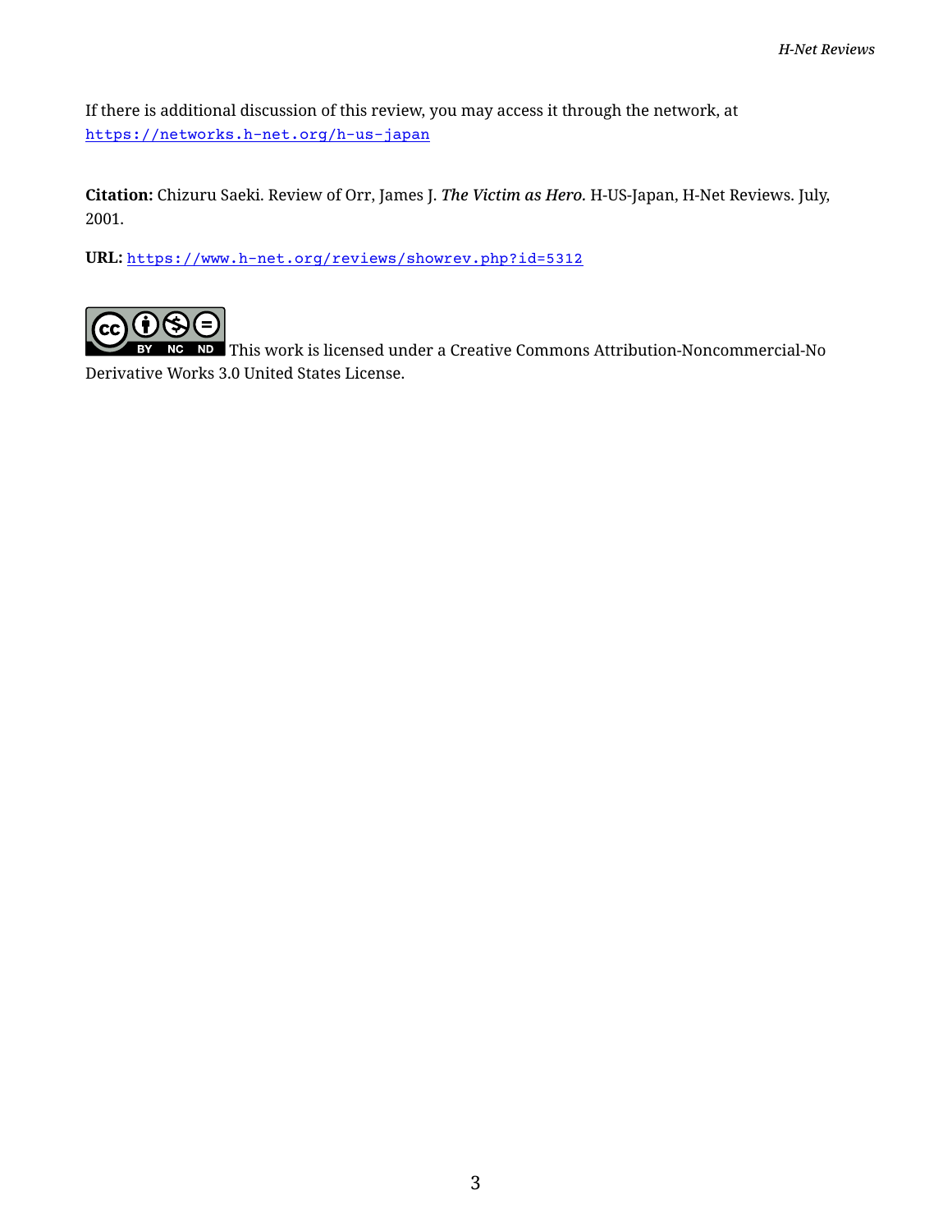If there is additional discussion of this review, you may access it through the network, at https://networks.h-net.org/h-us-japan

**Citation:** Chizuru Saeki. Review of Orr, James J. ***The Victim as Hero.*** H-US-Japan, H-Net Reviews. July, 2001.

**URL:** https://www.h-net.org/reviews/showrev.php?id=5312

This work is licensed under a Creative Commons Attribution-Noncommercial-No Derivative Works 3.0 United States License.